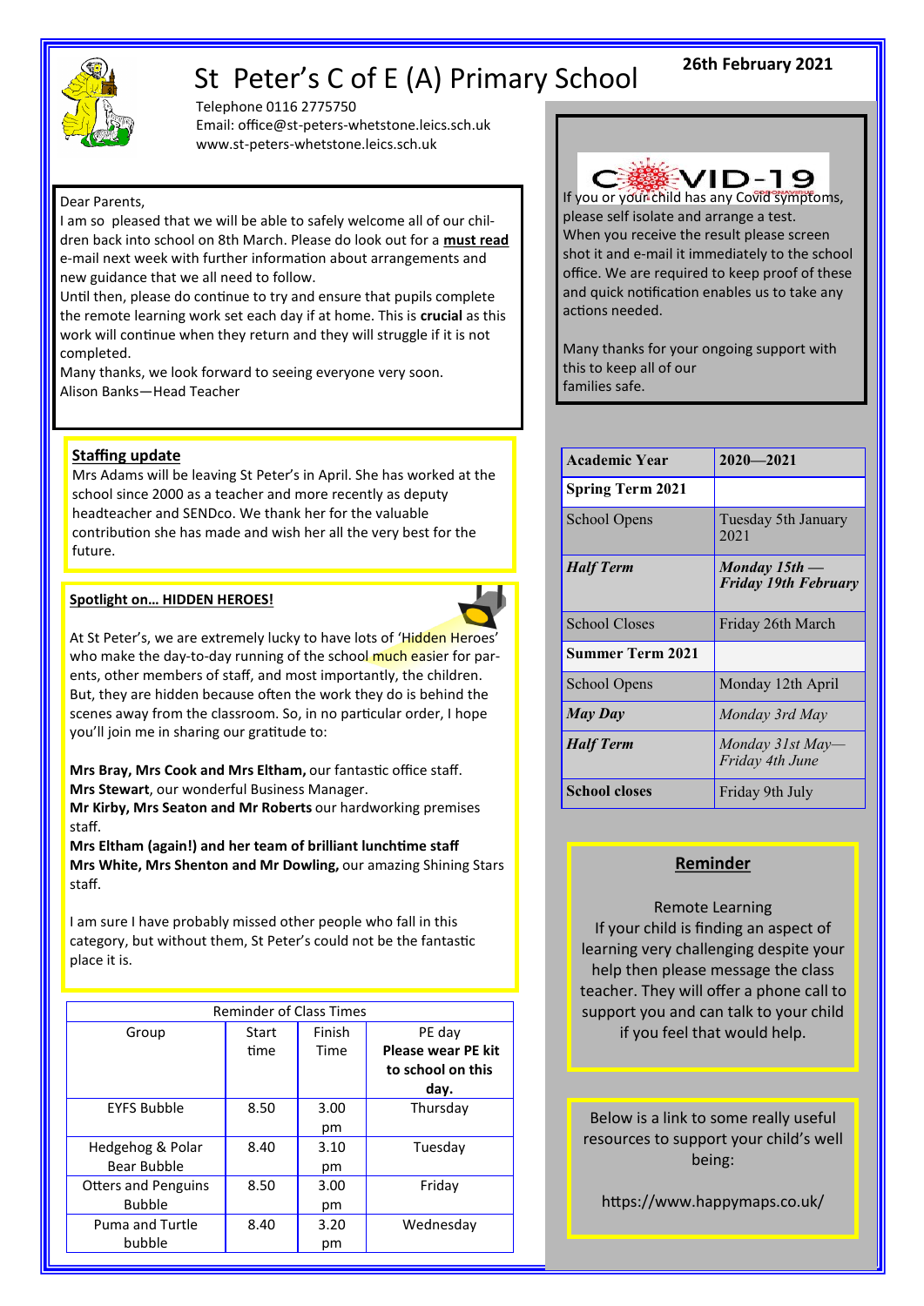# St Peter's C of E (A) Primary School

**26th February 2021**

Telephone 0116 2775750
Email: office@st-peters-whetstone.leics.sch.uk
www.st-peters-whetstone.leics.sch.uk

Dear Parents,

I am so pleased that we will be able to safely welcome all of our children back into school on 8th March. Please do look out for a **must read** e-mail next week with further information about arrangements and new guidance that we all need to follow.

Until then, please do continue to try and ensure that pupils complete the remote learning work set each day if at home. This is **crucial** as this work will continue when they return and they will struggle if it is not completed.

Many thanks, we look forward to seeing everyone very soon.

Alison Banks—Head Teacher

## Staffing update

Mrs Adams will be leaving St Peter's in April. She has worked at the school since 2000 as a teacher and more recently as deputy headteacher and SENDco. We thank her for the valuable contribution she has made and wish her all the very best for the future.

## Spotlight on… HIDDEN HEROES!

At St Peter's, we are extremely lucky to have lots of 'Hidden Heroes' who make the day-to-day running of the school much easier for parents, other members of staff, and most importantly, the children. But, they are hidden because often the work they do is behind the scenes away from the classroom. So, in no particular order, I hope you'll join me in sharing our gratitude to:

**Mrs Bray, Mrs Cook and Mrs Eltham,** our fantastic office staff.
**Mrs Stewart**, our wonderful Business Manager.
**Mr Kirby, Mrs Seaton and Mr Roberts** our hardworking premises staff.
**Mrs Eltham (again!) and her team of brilliant lunchtime staff**
**Mrs White, Mrs Shenton and Mr Dowling,** our amazing Shining Stars staff.

I am sure I have probably missed other people who fall in this category, but without them, St Peter's could not be the fantastic place it is.

| Reminder of Class Times | | | |
|---|---|---|---|
| Group | Start time | Finish Time | PE day **Please wear PE kit to school on this day.** |
| EYFS Bubble | 8.50 | 3.00 pm | Thursday |
| Hedgehog & Polar Bear Bubble | 8.40 | 3.10 pm | Tuesday |
| Otters and Penguins Bubble | 8.50 | 3.00 pm | Friday |
| Puma and Turtle bubble | 8.40 | 3.20 pm | Wednesday |

## COVID-19

If you or your child has any Covid symptoms, please self isolate and arrange a test. When you receive the result please screen shot it and e-mail it immediately to the school office. We are required to keep proof of these and quick notification enables us to take any actions needed.

Many thanks for your ongoing support with this to keep all of our families safe.

| **Academic Year** | **2020—2021** |
|---|---|
| **Spring Term 2021** | |
| School Opens | Tuesday 5th January 2021 |
| ***Half Term*** | ***Monday 15th — Friday 19th February*** |
| School Closes | Friday 26th March |
| **Summer Term 2021** | |
| School Opens | Monday 12th April |
| ***May Day*** | *Monday 3rd May* |
| ***Half Term*** | *Monday 31st May—Friday 4th June* |
| **School closes** | Friday 9th July |

## Reminder

Remote Learning

If your child is finding an aspect of learning very challenging despite your help then please message the class teacher. They will offer a phone call to support you and can talk to your child if you feel that would help.

Below is a link to some really useful resources to support your child's well being:

https://www.happymaps.co.uk/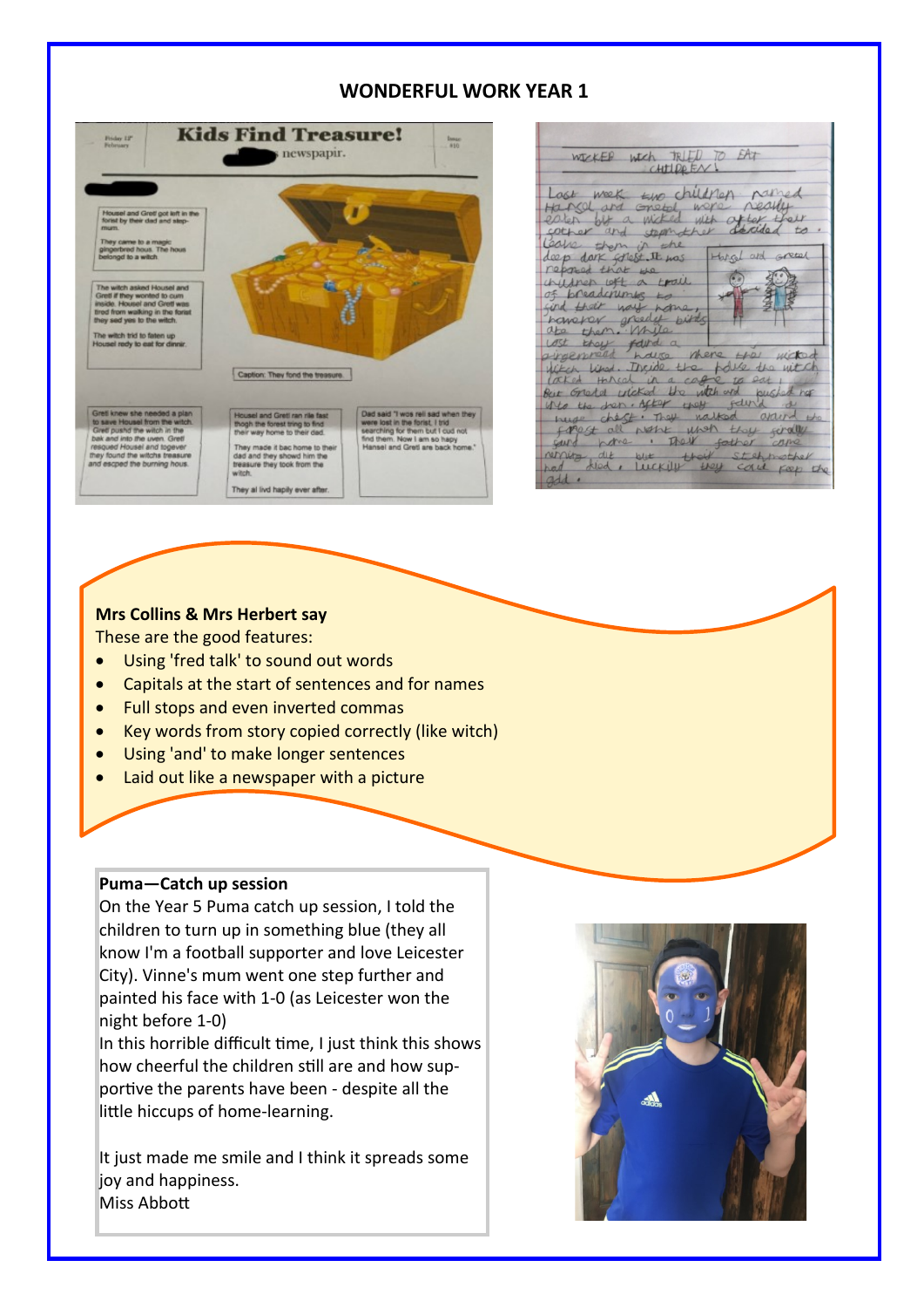# WONDERFUL WORK YEAR 1

**Mrs Collins & Mrs Herbert say**

These are the good features:

- Using 'fred talk' to sound out words
- Capitals at the start of sentences and for names
- Full stops and even inverted commas
- Key words from story copied correctly (like witch)
- Using 'and' to make longer sentences
- Laid out like a newspaper with a picture

**Puma—Catch up session**

On the Year 5 Puma catch up session, I told the children to turn up in something blue (they all know I'm a football supporter and love Leicester City). Vinne's mum went one step further and painted his face with 1-0 (as Leicester won the night before 1-0)

In this horrible difficult time, I just think this shows how cheerful the children still are and how supportive the parents have been - despite all the little hiccups of home-learning.

It just made me smile and I think it spreads some joy and happiness.

Miss Abbott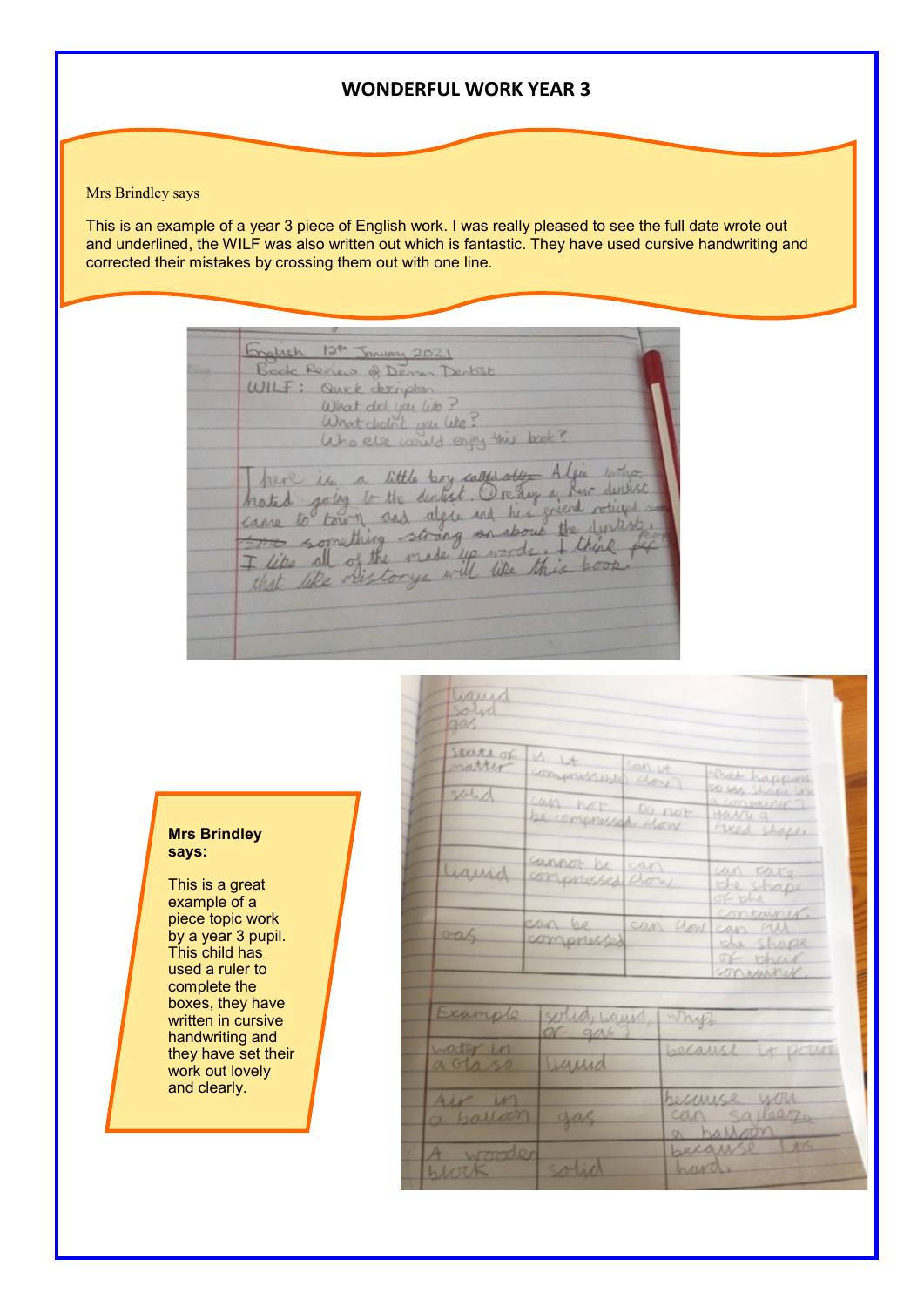## WONDERFUL WORK YEAR 3

Mrs Brindley says

This is an example of a year 3 piece of English work. I was really pleased to see the full date wrote out and underlined, the WILF was also written out which is fantastic. They have used cursive handwriting and corrected their mistakes by crossing them out with one line.

**Mrs Brindley says:**

This is a great example of a piece topic work by a year 3 pupil. This child has used a ruler to complete the boxes, they have written in cursive handwriting and they have set their work out lovely and clearly.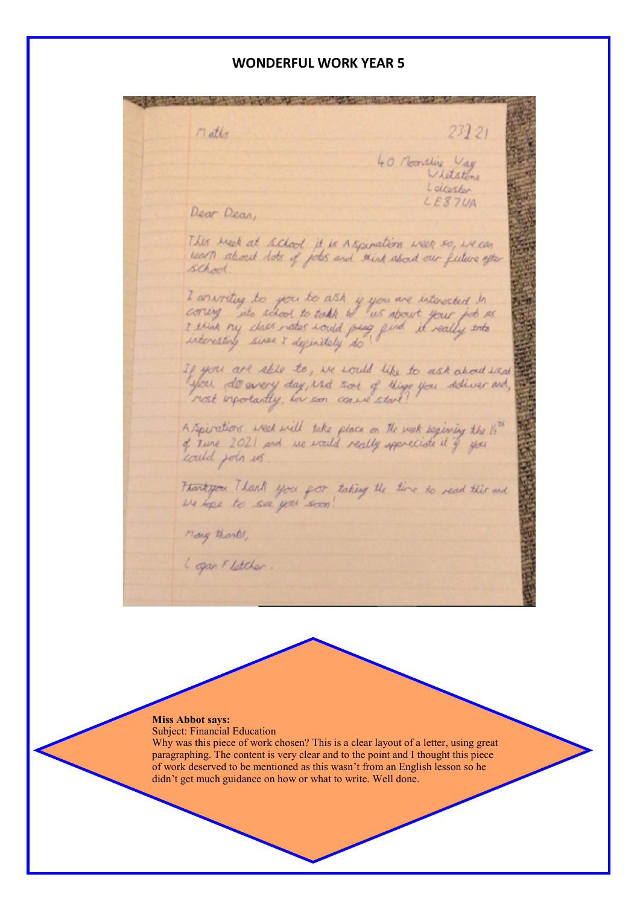## WONDERFUL WORK YEAR 5

Maths 23.2.21

40 Moonshine Way
Whetstone
Leicester
LE8 7UA

Dear Dean,

This week at School it is Aspirations week so, we can learn about lots of jobs and think about our future after school.

I am writing to you to ask if you are interested in coming into school to talk to us about your job as I think my class mates would find it really interesting since I definitely do!

If you are able to, we would like to ask about what you do every day, what sort of things you deliver and, most importantly, how soon can we start?

Aspirations week will take place on the week begining the 14th of June 2021 and we would really appreciate it if you could join us.

~~Thank you~~ Thank you for taking the time to read this and we hope to see you soon!

Many thanks,

Logan Fletcher.

**Miss Abbot says:**
Subject: Financial Education
Why was this piece of work chosen? This is a clear layout of a letter, using great paragraphing. The content is very clear and to the point and I thought this piece of work deserved to be mentioned as this wasn't from an English lesson so he didn't get much guidance on how or what to write. Well done.